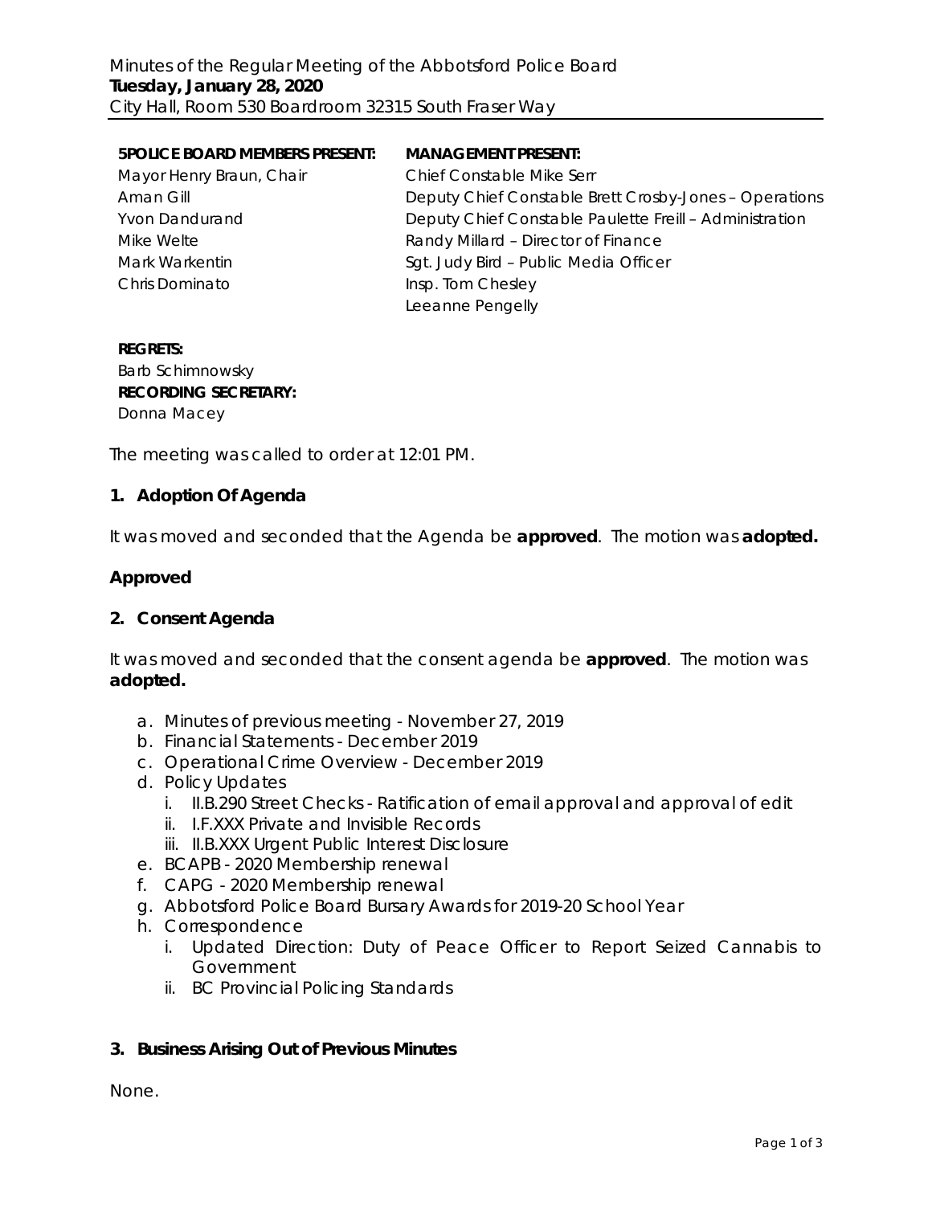Minutes of the Regular Meeting of the Abbotsford Police Board
**Tuesday, January 28, 2020**
City Hall, Room 530 Boardroom 32315 South Fraser Way

| **5POLICE BOARD MEMBERS PRESENT:** | **MANAGEMENT PRESENT:** |
|---|---|
| Mayor Henry Braun, Chair | Chief Constable Mike Serr |
| Aman Gill | Deputy Chief Constable Brett Crosby-Jones – Operations |
| Yvon Dandurand | Deputy Chief Constable Paulette Freill – Administration |
| Mike Welte | Randy Millard – Director of Finance |
| Mark Warkentin | Sgt. Judy Bird – Public Media Officer |
| Chris Dominato | Insp. Tom Chesley |
| | Leeanne Pengelly |

**REGRETS:**
Barb Schimnowsky
**RECORDING SECRETARY:**
Donna Macey

The meeting was called to order at 12:01 PM.

## 1. Adoption Of Agenda

It was moved and seconded that the Agenda be **approved**. The motion was **adopted.**

**Approved**

## 2. Consent Agenda

It was moved and seconded that the consent agenda be **approved**. The motion was **adopted.**

a. Minutes of previous meeting - November 27, 2019
b. Financial Statements - December 2019
c. Operational Crime Overview - December 2019
d. Policy Updates
    i. II.B.290 Street Checks - Ratification of email approval and approval of edit
    ii. I.F.XXX Private and Invisible Records
    iii. II.B.XXX Urgent Public Interest Disclosure
e. BCAPB - 2020 Membership renewal
f. CAPG - 2020 Membership renewal
g. Abbotsford Police Board Bursary Awards for 2019-20 School Year
h. Correspondence
    i. Updated Direction: Duty of Peace Officer to Report Seized Cannabis to Government
    ii. BC Provincial Policing Standards

## 3. Business Arising Out of Previous Minutes

None.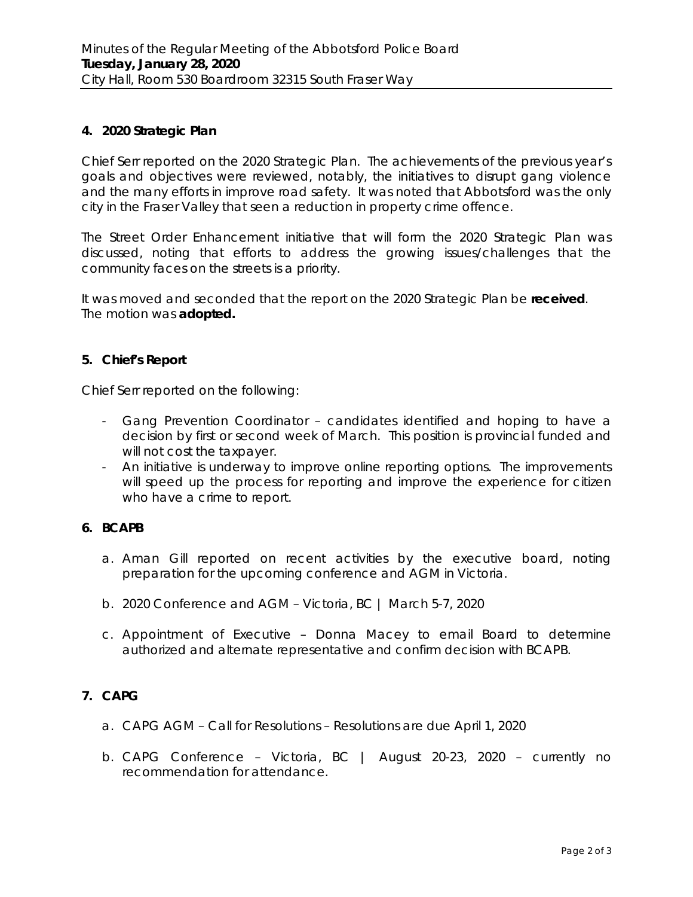## 4. 2020 Strategic Plan

Chief Serr reported on the 2020 Strategic Plan. The achievements of the previous year's goals and objectives were reviewed, notably, the initiatives to disrupt gang violence and the many efforts in improve road safety. It was noted that Abbotsford was the only city in the Fraser Valley that seen a reduction in property crime offence.

The Street Order Enhancement initiative that will form the 2020 Strategic Plan was discussed, noting that efforts to address the growing issues/challenges that the community faces on the streets is a priority.

It was moved and seconded that the report on the 2020 Strategic Plan be **received**.
The motion was **adopted.**

## 5. Chief's Report

Chief Serr reported on the following:

- Gang Prevention Coordinator – candidates identified and hoping to have a decision by first or second week of March. This position is provincial funded and will not cost the taxpayer.
- An initiative is underway to improve online reporting options. The improvements will speed up the process for reporting and improve the experience for citizen who have a crime to report.

## 6. BCAPB

a. Aman Gill reported on recent activities by the executive board, noting preparation for the upcoming conference and AGM in Victoria.

b. 2020 Conference and AGM – Victoria, BC | March 5-7, 2020

c. Appointment of Executive – Donna Macey to email Board to determine authorized and alternate representative and confirm decision with BCAPB.

## 7. CAPG

a. CAPG AGM – Call for Resolutions – Resolutions are due April 1, 2020

b. CAPG Conference – Victoria, BC | August 20-23, 2020 – currently no recommendation for attendance.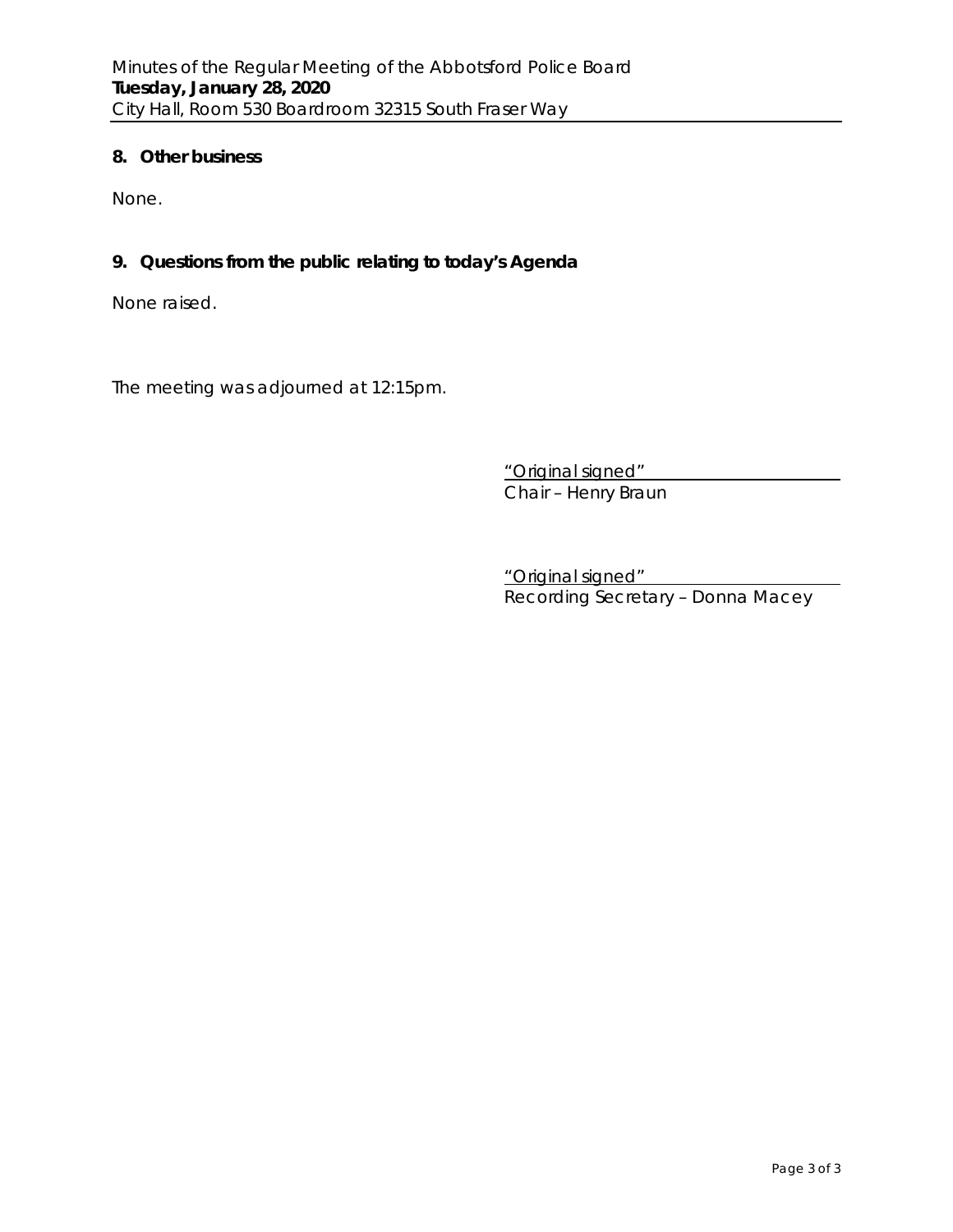## 8. Other business

None.

## 9. Questions from the public relating to today's Agenda

None raised.

The meeting was adjourned at 12:15pm.

"Original signed"
Chair – Henry Braun

"Original signed"
Recording Secretary – Donna Macey